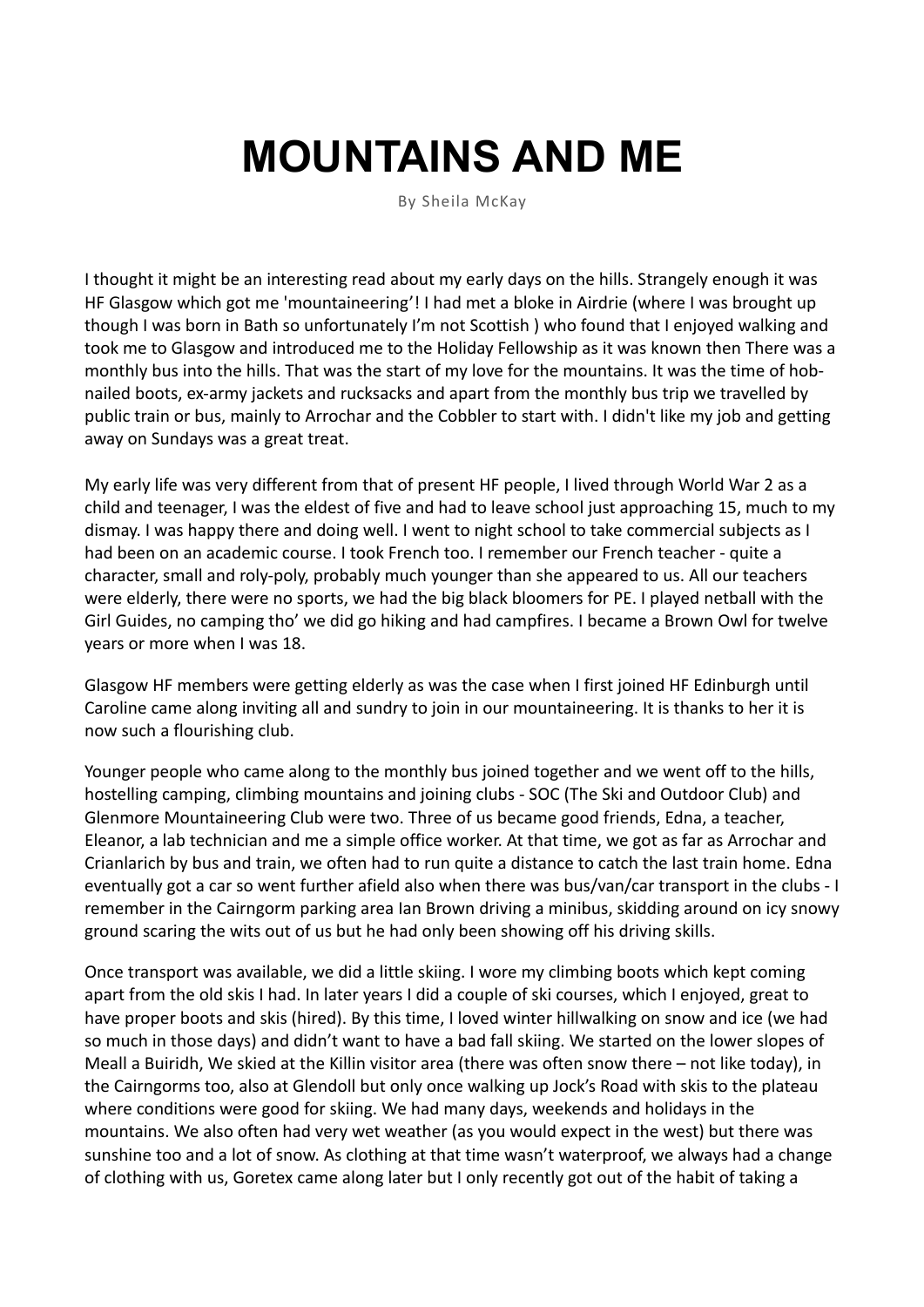# MOUNTAINS AND ME

By Sheila McKay

I thought it might be an interesting read about my early days on the hills. Strangely enough it was HF Glasgow which got me 'mountaineering'! I had met a bloke in Airdrie (where I was brought up though I was born in Bath so unfortunately I'm not Scottish ) who found that I enjoyed walking and took me to Glasgow and introduced me to the Holiday Fellowship as it was known then There was a monthly bus into the hills. That was the start of my love for the mountains. It was the time of hob-nailed boots, ex-army jackets and rucksacks and apart from the monthly bus trip we travelled by public train or bus, mainly to Arrochar and the Cobbler to start with. I didn't like my job and getting away on Sundays was a great treat.

My early life was very different from that of present HF people, I lived through World War 2 as a child and teenager, I was the eldest of five and had to leave school just approaching 15, much to my dismay. I was happy there and doing well. I went to night school to take commercial subjects as I had been on an academic course. I took French too. I remember our French teacher - quite a character, small and roly-poly, probably much younger than she appeared to us. All our teachers were elderly, there were no sports, we had the big black bloomers for PE. I played netball with the Girl Guides, no camping tho' we did go hiking and had campfires. I became a Brown Owl for twelve years or more when I was 18.

Glasgow HF members were getting elderly as was the case when I first joined HF Edinburgh until Caroline came along inviting all and sundry to join in our mountaineering. It is thanks to her it is now such a flourishing club.

Younger people who came along to the monthly bus joined together and we went off to the hills, hostelling camping, climbing mountains and joining clubs - SOC (The Ski and Outdoor Club) and Glenmore Mountaineering Club were two. Three of us became good friends, Edna, a teacher, Eleanor, a lab technician and me a simple office worker. At that time, we got as far as Arrochar and Crianlarich by bus and train, we often had to run quite a distance to catch the last train home. Edna eventually got a car so went further afield also when there was bus/van/car transport in the clubs - I remember in the Cairngorm parking area Ian Brown driving a minibus, skidding around on icy snowy ground scaring the wits out of us but he had only been showing off his driving skills.

Once transport was available, we did a little skiing. I wore my climbing boots which kept coming apart from the old skis I had. In later years I did a couple of ski courses, which I enjoyed, great to have proper boots and skis (hired). By this time, I loved winter hillwalking on snow and ice (we had so much in those days) and didn't want to have a bad fall skiing. We started on the lower slopes of Meall a Buiridh, We skied at the Killin visitor area (there was often snow there – not like today), in the Cairngorms too, also at Glendoll but only once walking up Jock's Road with skis to the plateau where conditions were good for skiing. We had many days, weekends and holidays in the mountains. We also often had very wet weather (as you would expect in the west) but there was sunshine too and a lot of snow. As clothing at that time wasn't waterproof, we always had a change of clothing with us, Goretex came along later but I only recently got out of the habit of taking a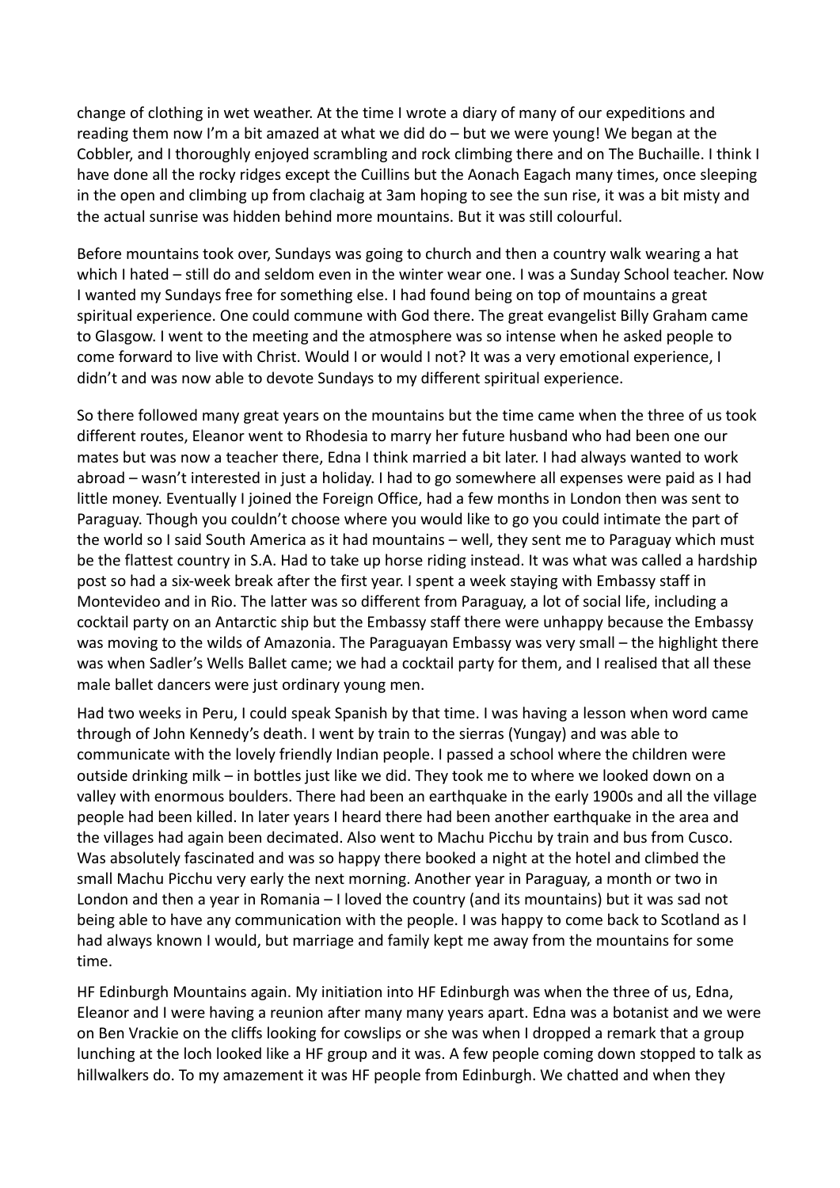change of clothing in wet weather. At the time I wrote a diary of many of our expeditions and reading them now I'm a bit amazed at what we did do – but we were young! We began at the Cobbler, and I thoroughly enjoyed scrambling and rock climbing there and on The Buchaille. I think I have done all the rocky ridges except the Cuillins but the Aonach Eagach many times, once sleeping in the open and climbing up from clachaig at 3am hoping to see the sun rise, it was a bit misty and the actual sunrise was hidden behind more mountains. But it was still colourful.

Before mountains took over, Sundays was going to church and then a country walk wearing a hat which I hated – still do and seldom even in the winter wear one. I was a Sunday School teacher. Now I wanted my Sundays free for something else. I had found being on top of mountains a great spiritual experience. One could commune with God there. The great evangelist Billy Graham came to Glasgow. I went to the meeting and the atmosphere was so intense when he asked people to come forward to live with Christ. Would I or would I not? It was a very emotional experience, I didn't and was now able to devote Sundays to my different spiritual experience.

So there followed many great years on the mountains but the time came when the three of us took different routes, Eleanor went to Rhodesia to marry her future husband who had been one our mates but was now a teacher there, Edna I think married a bit later. I had always wanted to work abroad – wasn't interested in just a holiday. I had to go somewhere all expenses were paid as I had little money. Eventually I joined the Foreign Office, had a few months in London then was sent to Paraguay. Though you couldn't choose where you would like to go you could intimate the part of the world so I said South America as it had mountains – well, they sent me to Paraguay which must be the flattest country in S.A. Had to take up horse riding instead. It was what was called a hardship post so had a six-week break after the first year. I spent a week staying with Embassy staff in Montevideo and in Rio. The latter was so different from Paraguay, a lot of social life, including a cocktail party on an Antarctic ship but the Embassy staff there were unhappy because the Embassy was moving to the wilds of Amazonia. The Paraguayan Embassy was very small – the highlight there was when Sadler's Wells Ballet came; we had a cocktail party for them, and I realised that all these male ballet dancers were just ordinary young men.

Had two weeks in Peru, I could speak Spanish by that time. I was having a lesson when word came through of John Kennedy's death. I went by train to the sierras (Yungay) and was able to communicate with the lovely friendly Indian people. I passed a school where the children were outside drinking milk – in bottles just like we did. They took me to where we looked down on a valley with enormous boulders. There had been an earthquake in the early 1900s and all the village people had been killed. In later years I heard there had been another earthquake in the area and the villages had again been decimated. Also went to Machu Picchu by train and bus from Cusco. Was absolutely fascinated and was so happy there booked a night at the hotel and climbed the small Machu Picchu very early the next morning. Another year in Paraguay, a month or two in London and then a year in Romania – I loved the country (and its mountains) but it was sad not being able to have any communication with the people. I was happy to come back to Scotland as I had always known I would, but marriage and family kept me away from the mountains for some time.

HF Edinburgh Mountains again. My initiation into HF Edinburgh was when the three of us, Edna, Eleanor and I were having a reunion after many many years apart. Edna was a botanist and we were on Ben Vrackie on the cliffs looking for cowslips or she was when I dropped a remark that a group lunching at the loch looked like a HF group and it was. A few people coming down stopped to talk as hillwalkers do. To my amazement it was HF people from Edinburgh. We chatted and when they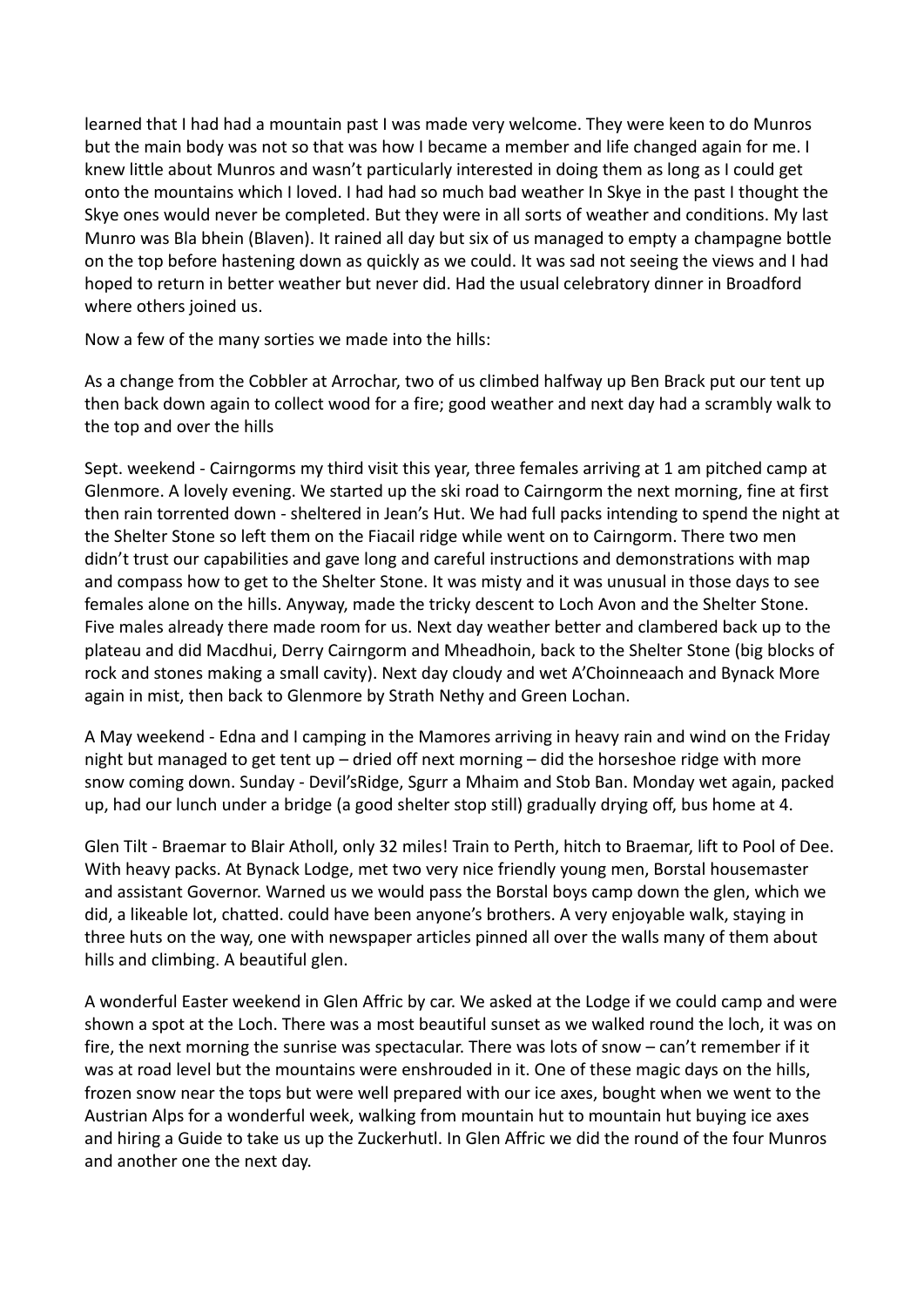learned that I had had a mountain past I was made very welcome. They were keen to do Munros but the main body was not so that was how I became a member and life changed again for me. I knew little about Munros and wasn't particularly interested in doing them as long as I could get onto the mountains which I loved. I had had so much bad weather In Skye in the past I thought the Skye ones would never be completed. But they were in all sorts of weather and conditions. My last Munro was Bla bhein (Blaven). It rained all day but six of us managed to empty a champagne bottle on the top before hastening down as quickly as we could. It was sad not seeing the views and I had hoped to return in better weather but never did. Had the usual celebratory dinner in Broadford where others joined us.

Now a few of the many sorties we made into the hills:

As a change from the Cobbler at Arrochar, two of us climbed halfway up Ben Brack put our tent up then back down again to collect wood for a fire; good weather and next day had a scrambly walk to the top and over the hills

Sept. weekend - Cairngorms my third visit this year, three females arriving at 1 am pitched camp at Glenmore. A lovely evening. We started up the ski road to Cairngorm the next morning, fine at first then rain torrented down - sheltered in Jean's Hut. We had full packs intending to spend the night at the Shelter Stone so left them on the Fiacail ridge while went on to Cairngorm. There two men didn't trust our capabilities and gave long and careful instructions and demonstrations with map and compass how to get to the Shelter Stone. It was misty and it was unusual in those days to see females alone on the hills. Anyway, made the tricky descent to Loch Avon and the Shelter Stone. Five males already there made room for us. Next day weather better and clambered back up to the plateau and did Macdhui, Derry Cairngorm and Mheadhoin, back to the Shelter Stone (big blocks of rock and stones making a small cavity). Next day cloudy and wet A'Choinneaach and Bynack More again in mist, then back to Glenmore by Strath Nethy and Green Lochan.

A May weekend - Edna and I camping in the Mamores arriving in heavy rain and wind on the Friday night but managed to get tent up – dried off next morning – did the horseshoe ridge with more snow coming down. Sunday - Devil'sRidge, Sgurr a Mhaim and Stob Ban. Monday wet again, packed up, had our lunch under a bridge (a good shelter stop still) gradually drying off, bus home at 4.

Glen Tilt - Braemar to Blair Atholl, only 32 miles! Train to Perth, hitch to Braemar, lift to Pool of Dee. With heavy packs. At Bynack Lodge, met two very nice friendly young men, Borstal housemaster and assistant Governor. Warned us we would pass the Borstal boys camp down the glen, which we did, a likeable lot, chatted. could have been anyone's brothers. A very enjoyable walk, staying in three huts on the way, one with newspaper articles pinned all over the walls many of them about hills and climbing. A beautiful glen.

A wonderful Easter weekend in Glen Affric by car. We asked at the Lodge if we could camp and were shown a spot at the Loch. There was a most beautiful sunset as we walked round the loch, it was on fire, the next morning the sunrise was spectacular. There was lots of snow – can't remember if it was at road level but the mountains were enshrouded in it. One of these magic days on the hills, frozen snow near the tops but were well prepared with our ice axes, bought when we went to the Austrian Alps for a wonderful week, walking from mountain hut to mountain hut buying ice axes and hiring a Guide to take us up the Zuckerhutl. In Glen Affric we did the round of the four Munros and another one the next day.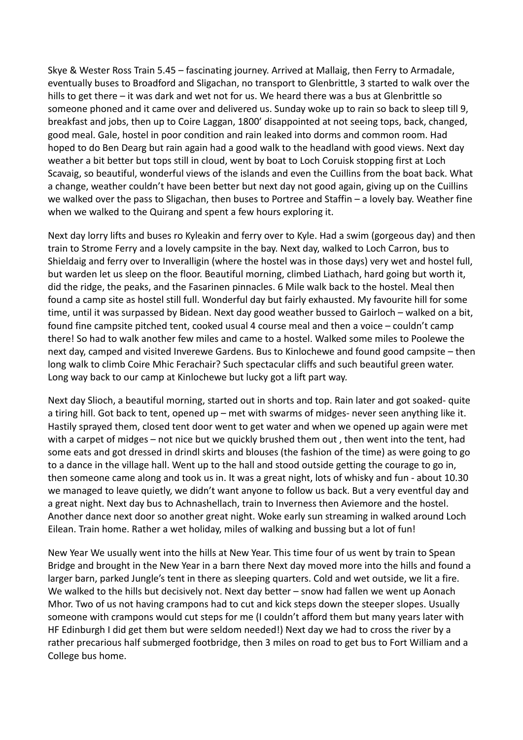Skye & Wester Ross Train 5.45 – fascinating journey. Arrived at Mallaig, then Ferry to Armadale, eventually buses to Broadford and Sligachan, no transport to Glenbrittle, 3 started to walk over the hills to get there – it was dark and wet not for us. We heard there was a bus at Glenbrittle so someone phoned and it came over and delivered us. Sunday woke up to rain so back to sleep till 9, breakfast and jobs, then up to Coire Laggan, 1800' disappointed at not seeing tops, back, changed, good meal. Gale, hostel in poor condition and rain leaked into dorms and common room. Had hoped to do Ben Dearg but rain again had a good walk to the headland with good views. Next day weather a bit better but tops still in cloud, went by boat to Loch Coruisk stopping first at Loch Scavaig, so beautiful, wonderful views of the islands and even the Cuillins from the boat back. What a change, weather couldn't have been better but next day not good again, giving up on the Cuillins we walked over the pass to Sligachan, then buses to Portree and Staffin – a lovely bay. Weather fine when we walked to the Quirang and spent a few hours exploring it.

Next day lorry lifts and buses ro Kyleakin and ferry over to Kyle. Had a swim (gorgeous day) and then train to Strome Ferry and a lovely campsite in the bay. Next day, walked to Loch Carron, bus to Shieldaig and ferry over to Inveralligin (where the hostel was in those days) very wet and hostel full, but warden let us sleep on the floor. Beautiful morning, climbed Liathach, hard going but worth it, did the ridge, the peaks, and the Fasarinen pinnacles. 6 Mile walk back to the hostel. Meal then found a camp site as hostel still full. Wonderful day but fairly exhausted. My favourite hill for some time, until it was surpassed by Bidean. Next day good weather bussed to Gairloch – walked on a bit, found fine campsite pitched tent, cooked usual 4 course meal and then a voice – couldn't camp there! So had to walk another few miles and came to a hostel. Walked some miles to Poolewe the next day, camped and visited Inverewe Gardens. Bus to Kinlochewe and found good campsite – then long walk to climb Coire Mhic Ferachair? Such spectacular cliffs and such beautiful green water. Long way back to our camp at Kinlochewe but lucky got a lift part way.

Next day Slioch, a beautiful morning, started out in shorts and top. Rain later and got soaked- quite a tiring hill. Got back to tent, opened up – met with swarms of midges- never seen anything like it. Hastily sprayed them, closed tent door went to get water and when we opened up again were met with a carpet of midges – not nice but we quickly brushed them out , then went into the tent, had some eats and got dressed in drindl skirts and blouses (the fashion of the time) as were going to go to a dance in the village hall. Went up to the hall and stood outside getting the courage to go in, then someone came along and took us in. It was a great night, lots of whisky and fun - about 10.30 we managed to leave quietly, we didn't want anyone to follow us back. But a very eventful day and a great night. Next day bus to Achnashellach, train to Inverness then Aviemore and the hostel. Another dance next door so another great night. Woke early sun streaming in walked around Loch Eilean. Train home. Rather a wet holiday, miles of walking and bussing but a lot of fun!

New Year We usually went into the hills at New Year. This time four of us went by train to Spean Bridge and brought in the New Year in a barn there Next day moved more into the hills and found a larger barn, parked Jungle's tent in there as sleeping quarters. Cold and wet outside, we lit a fire. We walked to the hills but decisively not. Next day better – snow had fallen we went up Aonach Mhor. Two of us not having crampons had to cut and kick steps down the steeper slopes. Usually someone with crampons would cut steps for me (I couldn't afford them but many years later with HF Edinburgh I did get them but were seldom needed!) Next day we had to cross the river by a rather precarious half submerged footbridge, then 3 miles on road to get bus to Fort William and a College bus home.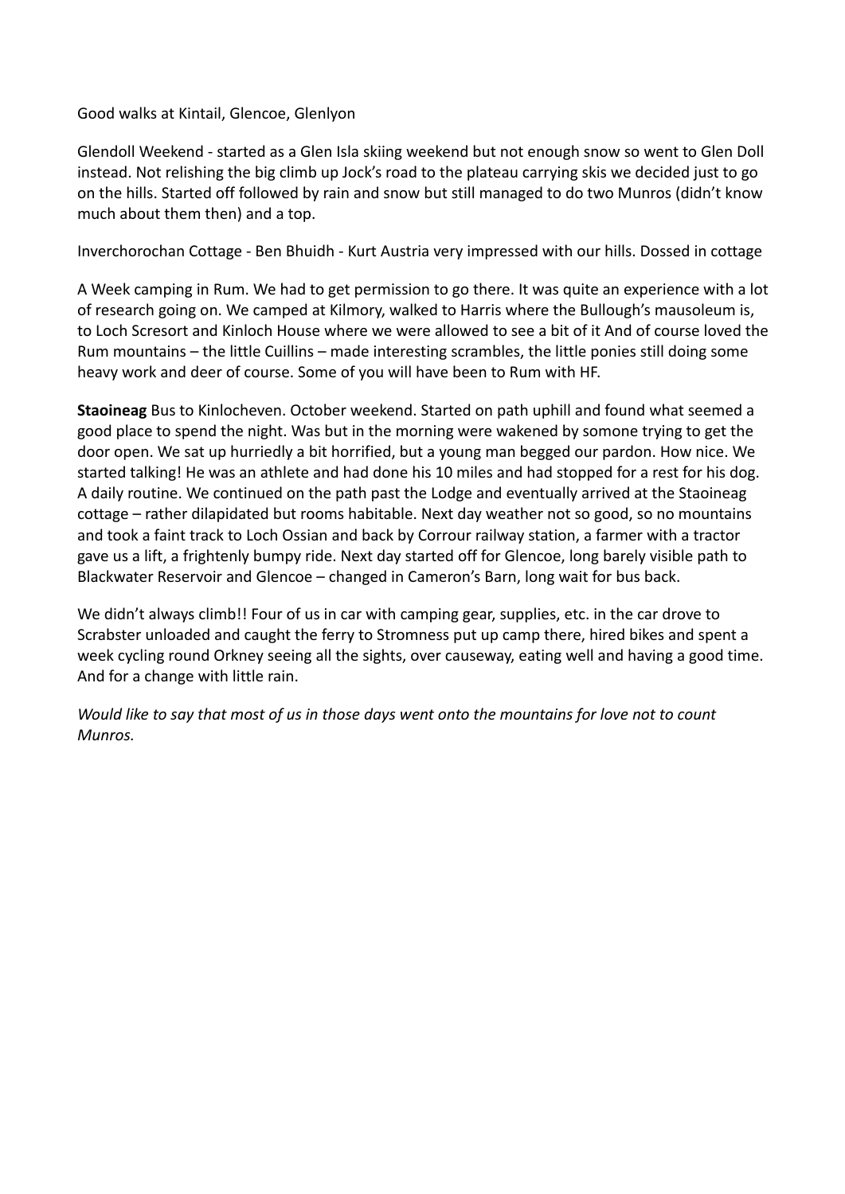Good walks at Kintail, Glencoe, Glenlyon

Glendoll Weekend - started as a Glen Isla skiing weekend but not enough snow so went to Glen Doll instead. Not relishing the big climb up Jock's road to the plateau carrying skis we decided just to go on the hills. Started off followed by rain and snow but still managed to do two Munros (didn't know much about them then) and a top.

Inverchorochan Cottage - Ben Bhuidh - Kurt Austria very impressed with our hills. Dossed in cottage

A Week camping in Rum. We had to get permission to go there. It was quite an experience with a lot of research going on. We camped at Kilmory, walked to Harris where the Bullough's mausoleum is, to Loch Scresort and Kinloch House where we were allowed to see a bit of it And of course loved the Rum mountains – the little Cuillins – made interesting scrambles, the little ponies still doing some heavy work and deer of course. Some of you will have been to Rum with HF.

**Staoineag** Bus to Kinlocheven. October weekend. Started on path uphill and found what seemed a good place to spend the night. Was but in the morning were wakened by somone trying to get the door open. We sat up hurriedly a bit horrified, but a young man begged our pardon. How nice. We started talking! He was an athlete and had done his 10 miles and had stopped for a rest for his dog. A daily routine. We continued on the path past the Lodge and eventually arrived at the Staoineag cottage – rather dilapidated but rooms habitable. Next day weather not so good, so no mountains and took a faint track to Loch Ossian and back by Corrour railway station, a farmer with a tractor gave us a lift, a frightenly bumpy ride. Next day started off for Glencoe, long barely visible path to Blackwater Reservoir and Glencoe – changed in Cameron's Barn, long wait for bus back.

We didn't always climb!! Four of us in car with camping gear, supplies, etc. in the car drove to Scrabster unloaded and caught the ferry to Stromness put up camp there, hired bikes and spent a week cycling round Orkney seeing all the sights, over causeway, eating well and having a good time. And for a change with little rain.

*Would like to say that most of us in those days went onto the mountains for love not to count Munros.*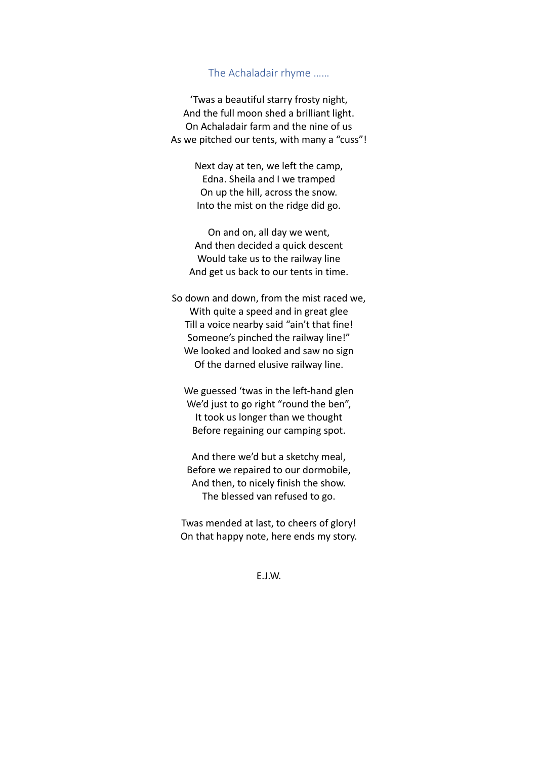## The Achaladair rhyme ……

'Twas a beautiful starry frosty night,  
And the full moon shed a brilliant light.  
On Achaladair farm and the nine of us  
As we pitched our tents, with many a "cuss"!

Next day at ten, we left the camp,  
Edna. Sheila and I we tramped  
On up the hill, across the snow.  
Into the mist on the ridge did go.

On and on, all day we went,  
And then decided a quick descent  
Would take us to the railway line  
And get us back to our tents in time.

So down and down, from the mist raced we,  
With quite a speed and in great glee  
Till a voice nearby said "ain't that fine!  
Someone's pinched the railway line!"  
We looked and looked and saw no sign  
Of the darned elusive railway line.

We guessed 'twas in the left-hand glen  
We'd just to go right "round the ben",  
It took us longer than we thought  
Before regaining our camping spot.

And there we'd but a sketchy meal,  
Before we repaired to our dormobile,  
And then, to nicely finish the show.  
The blessed van refused to go.

Twas mended at last, to cheers of glory!  
On that happy note, here ends my story.

E.J.W.